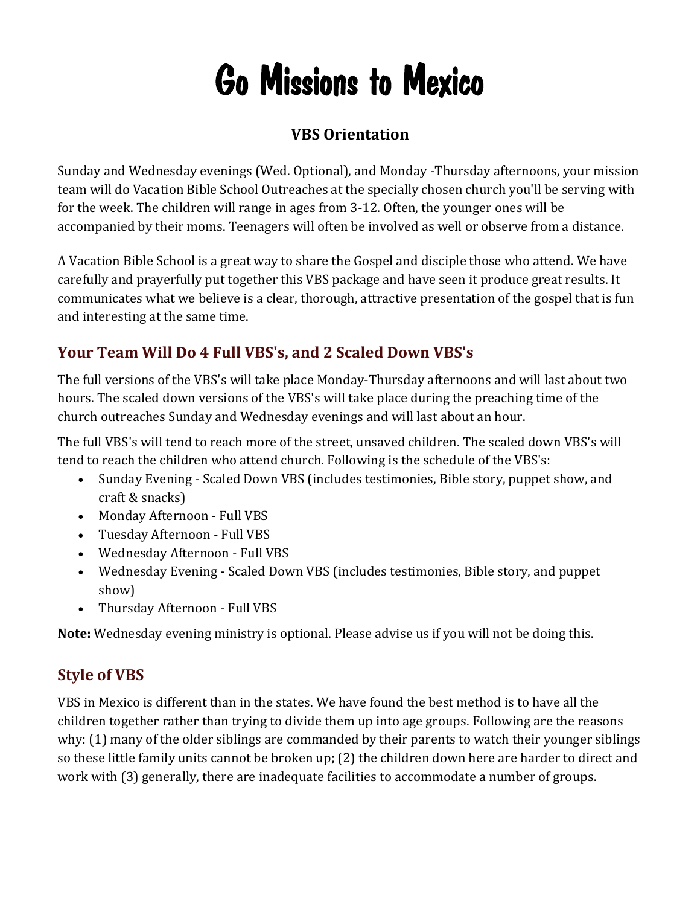# Go Missions to Mexico

### VBS Orientation

Sunday and Wednesday evenings (Wed. Optional), and Monday -Thursday afternoons, your mission team will do Vacation Bible School Outreaches at the specially chosen church you'll be serving with for the week. The children will range in ages from 3-12. Often, the younger ones will be accompanied by their moms. Teenagers will often be involved as well or observe from a distance.

A Vacation Bible School is a great way to share the Gospel and disciple those who attend. We have carefully and prayerfully put together this VBS package and have seen it produce great results. It communicates what we believe is a clear, thorough, attractive presentation of the gospel that is fun and interesting at the same time.

## Your Team Will Do 4 Full VBS's, and 2 Scaled Down VBS's

The full versions of the VBS's will take place Monday-Thursday afternoons and will last about two hours. The scaled down versions of the VBS's will take place during the preaching time of the church outreaches Sunday and Wednesday evenings and will last about an hour.

The full VBS's will tend to reach more of the street, unsaved children. The scaled down VBS's will tend to reach the children who attend church. Following is the schedule of the VBS's:

- Sunday Evening - Scaled Down VBS (includes testimonies, Bible story, puppet show, and craft & snacks)
- Monday Afternoon - Full VBS
- Tuesday Afternoon - Full VBS
- Wednesday Afternoon - Full VBS
- Wednesday Evening - Scaled Down VBS (includes testimonies, Bible story, and puppet show)
- Thursday Afternoon - Full VBS

**Note:** Wednesday evening ministry is optional. Please advise us if you will not be doing this.

## Style of VBS

VBS in Mexico is different than in the states. We have found the best method is to have all the children together rather than trying to divide them up into age groups. Following are the reasons why: (1) many of the older siblings are commanded by their parents to watch their younger siblings so these little family units cannot be broken up; (2) the children down here are harder to direct and work with (3) generally, there are inadequate facilities to accommodate a number of groups.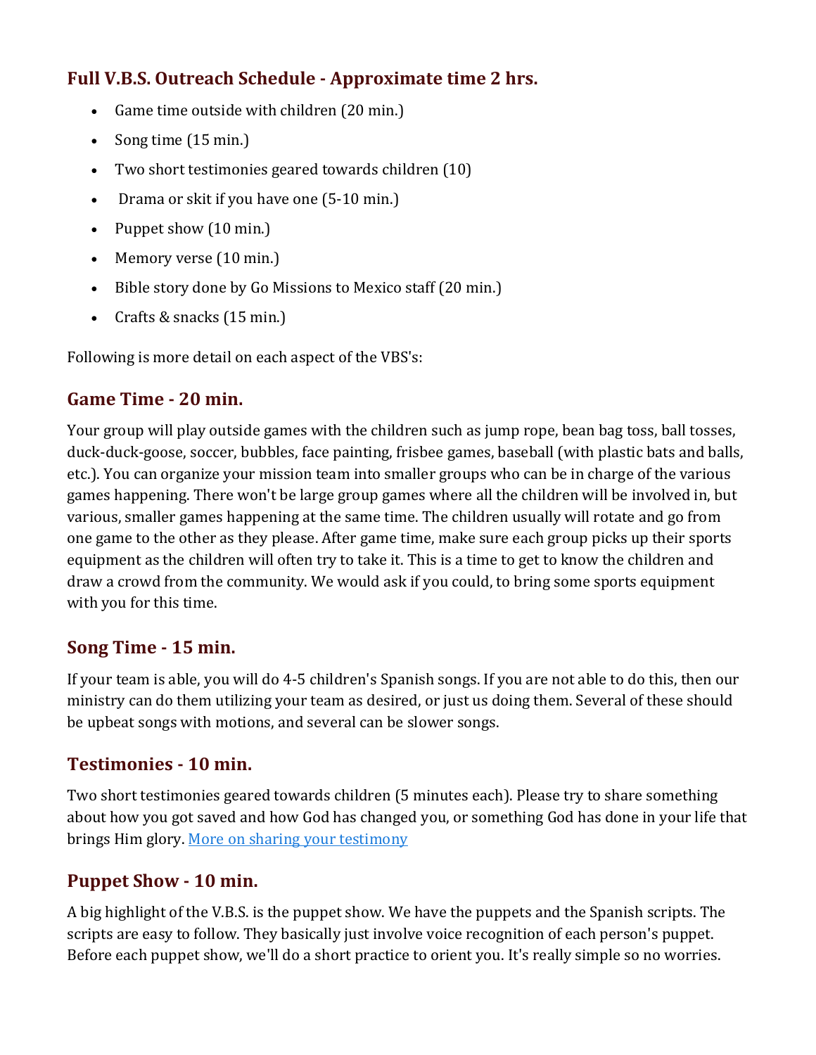## Full V.B.S. Outreach Schedule - Approximate time 2 hrs.

- Game time outside with children (20 min.)
- Song time (15 min.)
- Two short testimonies geared towards children (10)
- Drama or skit if you have one (5-10 min.)
- Puppet show (10 min.)
- Memory verse (10 min.)
- Bible story done by Go Missions to Mexico staff (20 min.)
- Crafts & snacks (15 min.)

Following is more detail on each aspect of the VBS's:

## Game Time - 20 min.

Your group will play outside games with the children such as jump rope, bean bag toss, ball tosses, duck-duck-goose, soccer, bubbles, face painting, frisbee games, baseball (with plastic bats and balls, etc.). You can organize your mission team into smaller groups who can be in charge of the various games happening. There won't be large group games where all the children will be involved in, but various, smaller games happening at the same time. The children usually will rotate and go from one game to the other as they please. After game time, make sure each group picks up their sports equipment as the children will often try to take it. This is a time to get to know the children and draw a crowd from the community. We would ask if you could, to bring some sports equipment with you for this time.

## Song Time - 15 min.

If your team is able, you will do 4-5 children's Spanish songs. If you are not able to do this, then our ministry can do them utilizing your team as desired, or just us doing them. Several of these should be upbeat songs with motions, and several can be slower songs.

## Testimonies - 10 min.

Two short testimonies geared towards children (5 minutes each). Please try to share something about how you got saved and how God has changed you, or something God has done in your life that brings Him glory. More on sharing your testimony

## Puppet Show - 10 min.

A big highlight of the V.B.S. is the puppet show. We have the puppets and the Spanish scripts. The scripts are easy to follow. They basically just involve voice recognition of each person's puppet. Before each puppet show, we'll do a short practice to orient you. It's really simple so no worries.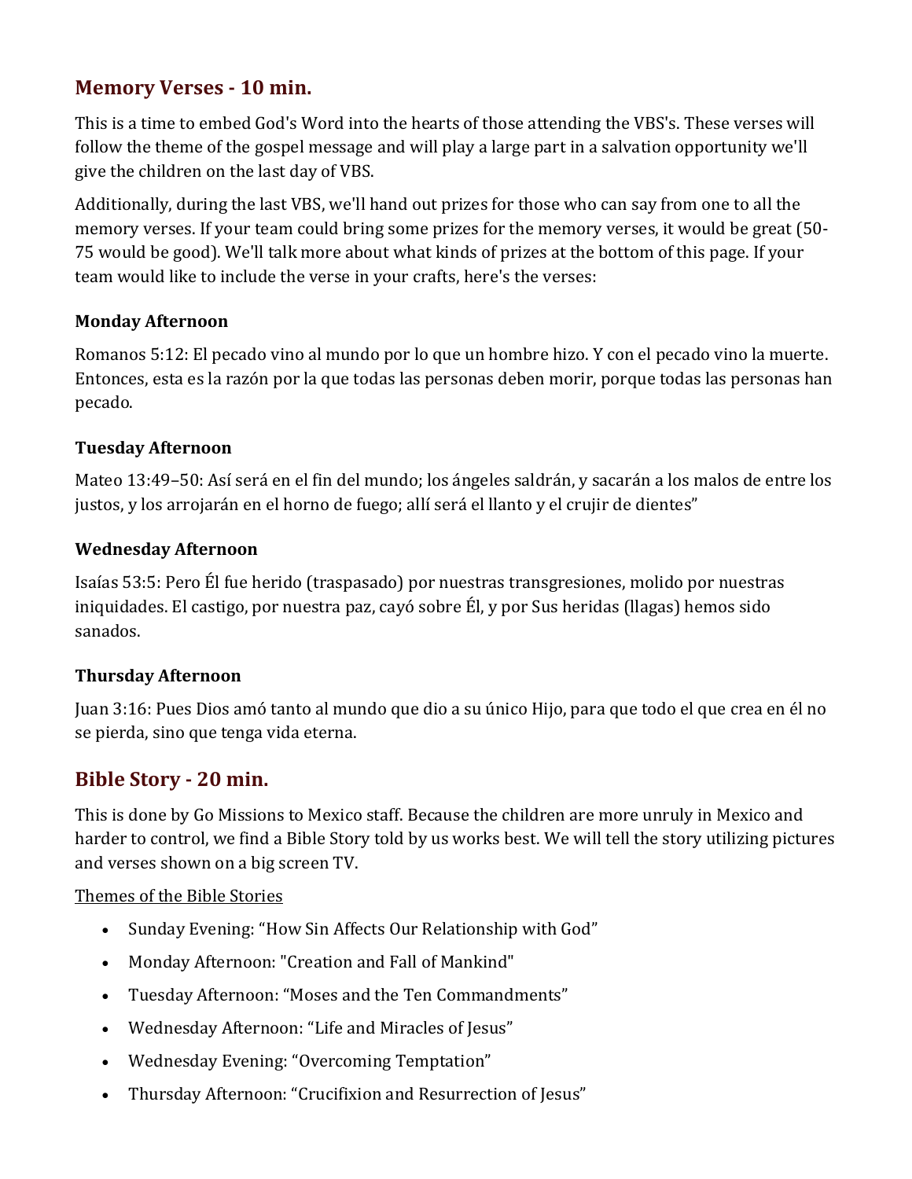## Memory Verses - 10 min.

This is a time to embed God's Word into the hearts of those attending the VBS's. These verses will follow the theme of the gospel message and will play a large part in a salvation opportunity we'll give the children on the last day of VBS.

Additionally, during the last VBS, we'll hand out prizes for those who can say from one to all the memory verses. If your team could bring some prizes for the memory verses, it would be great (50-75 would be good). We'll talk more about what kinds of prizes at the bottom of this page. If your team would like to include the verse in your crafts, here's the verses:

### Monday Afternoon

Romanos 5:12: El pecado vino al mundo por lo que un hombre hizo. Y con el pecado vino la muerte. Entonces, esta es la razón por la que todas las personas deben morir, porque todas las personas han pecado.

### Tuesday Afternoon

Mateo 13:49–50: Así será en el fin del mundo; los ángeles saldrán, y sacarán a los malos de entre los justos, y los arrojarán en el horno de fuego; allí será el llanto y el crujir de dientes"

### Wednesday Afternoon

Isaías 53:5: Pero Él fue herido (traspasado) por nuestras transgresiones, molido por nuestras iniquidades. El castigo, por nuestra paz, cayó sobre Él, y por Sus heridas (llagas) hemos sido sanados.

### Thursday Afternoon

Juan 3:16: Pues Dios amó tanto al mundo que dio a su único Hijo, para que todo el que crea en él no se pierda, sino que tenga vida eterna.

## Bible Story - 20 min.

This is done by Go Missions to Mexico staff. Because the children are more unruly in Mexico and harder to control, we find a Bible Story told by us works best. We will tell the story utilizing pictures and verses shown on a big screen TV.

<u>Themes of the Bible Stories</u>

- Sunday Evening: "How Sin Affects Our Relationship with God"
- Monday Afternoon: "Creation and Fall of Mankind"
- Tuesday Afternoon: "Moses and the Ten Commandments"
- Wednesday Afternoon: "Life and Miracles of Jesus"
- Wednesday Evening: "Overcoming Temptation"
- Thursday Afternoon: "Crucifixion and Resurrection of Jesus"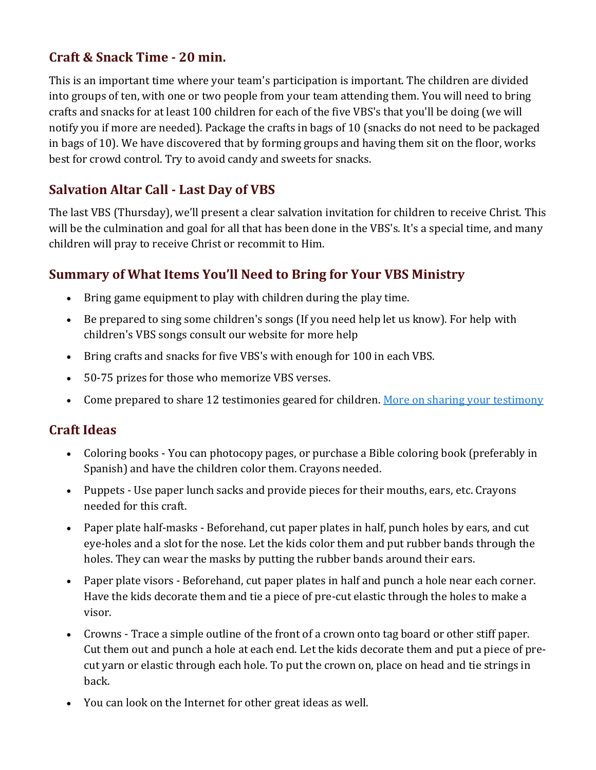## Craft & Snack Time - 20 min.

This is an important time where your team's participation is important. The children are divided into groups of ten, with one or two people from your team attending them. You will need to bring crafts and snacks for at least 100 children for each of the five VBS's that you'll be doing (we will notify you if more are needed). Package the crafts in bags of 10 (snacks do not need to be packaged in bags of 10). We have discovered that by forming groups and having them sit on the floor, works best for crowd control. Try to avoid candy and sweets for snacks.

## Salvation Altar Call - Last Day of VBS

The last VBS (Thursday), we'll present a clear salvation invitation for children to receive Christ. This will be the culmination and goal for all that has been done in the VBS's. It's a special time, and many children will pray to receive Christ or recommit to Him.

## Summary of What Items You'll Need to Bring for Your VBS Ministry

- Bring game equipment to play with children during the play time.
- Be prepared to sing some children's songs (If you need help let us know). For help with children's VBS songs consult our website for more help
- Bring crafts and snacks for five VBS's with enough for 100 in each VBS.
- 50-75 prizes for those who memorize VBS verses.
- Come prepared to share 12 testimonies geared for children. More on sharing your testimony

## Craft Ideas

- Coloring books - You can photocopy pages, or purchase a Bible coloring book (preferably in Spanish) and have the children color them. Crayons needed.
- Puppets - Use paper lunch sacks and provide pieces for their mouths, ears, etc. Crayons needed for this craft.
- Paper plate half-masks - Beforehand, cut paper plates in half, punch holes by ears, and cut eye-holes and a slot for the nose. Let the kids color them and put rubber bands through the holes. They can wear the masks by putting the rubber bands around their ears.
- Paper plate visors - Beforehand, cut paper plates in half and punch a hole near each corner. Have the kids decorate them and tie a piece of pre-cut elastic through the holes to make a visor.
- Crowns - Trace a simple outline of the front of a crown onto tag board or other stiff paper. Cut them out and punch a hole at each end. Let the kids decorate them and put a piece of pre-cut yarn or elastic through each hole. To put the crown on, place on head and tie strings in back.
- You can look on the Internet for other great ideas as well.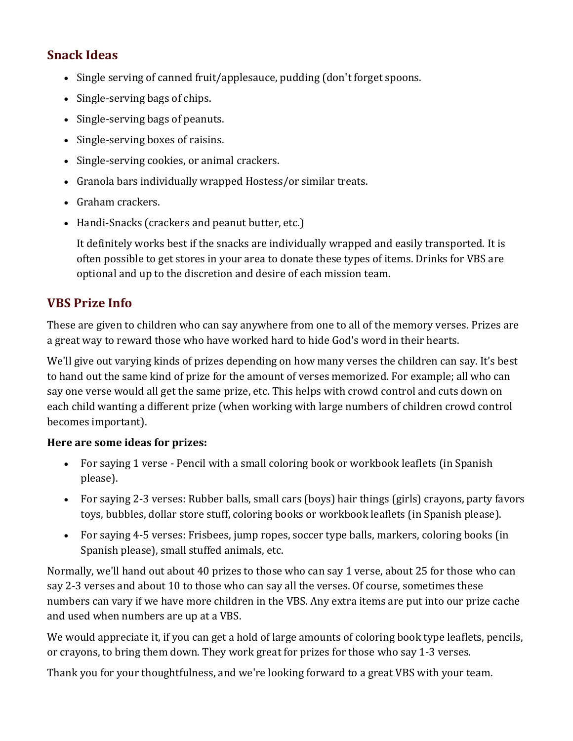## Snack Ideas

- Single serving of canned fruit/applesauce, pudding (don't forget spoons.
- Single-serving bags of chips.
- Single-serving bags of peanuts.
- Single-serving boxes of raisins.
- Single-serving cookies, or animal crackers.
- Granola bars individually wrapped Hostess/or similar treats.
- Graham crackers.
- Handi-Snacks (crackers and peanut butter, etc.)

  It definitely works best if the snacks are individually wrapped and easily transported. It is often possible to get stores in your area to donate these types of items. Drinks for VBS are optional and up to the discretion and desire of each mission team.

## VBS Prize Info

These are given to children who can say anywhere from one to all of the memory verses. Prizes are a great way to reward those who have worked hard to hide God's word in their hearts.

We'll give out varying kinds of prizes depending on how many verses the children can say. It's best to hand out the same kind of prize for the amount of verses memorized. For example; all who can say one verse would all get the same prize, etc. This helps with crowd control and cuts down on each child wanting a different prize (when working with large numbers of children crowd control becomes important).

**Here are some ideas for prizes:**

- For saying 1 verse - Pencil with a small coloring book or workbook leaflets (in Spanish please).
- For saying 2-3 verses: Rubber balls, small cars (boys) hair things (girls) crayons, party favors toys, bubbles, dollar store stuff, coloring books or workbook leaflets (in Spanish please).
- For saying 4-5 verses: Frisbees, jump ropes, soccer type balls, markers, coloring books (in Spanish please), small stuffed animals, etc.

Normally, we'll hand out about 40 prizes to those who can say 1 verse, about 25 for those who can say 2-3 verses and about 10 to those who can say all the verses. Of course, sometimes these numbers can vary if we have more children in the VBS. Any extra items are put into our prize cache and used when numbers are up at a VBS.

We would appreciate it, if you can get a hold of large amounts of coloring book type leaflets, pencils, or crayons, to bring them down. They work great for prizes for those who say 1-3 verses.

Thank you for your thoughtfulness, and we're looking forward to a great VBS with your team.